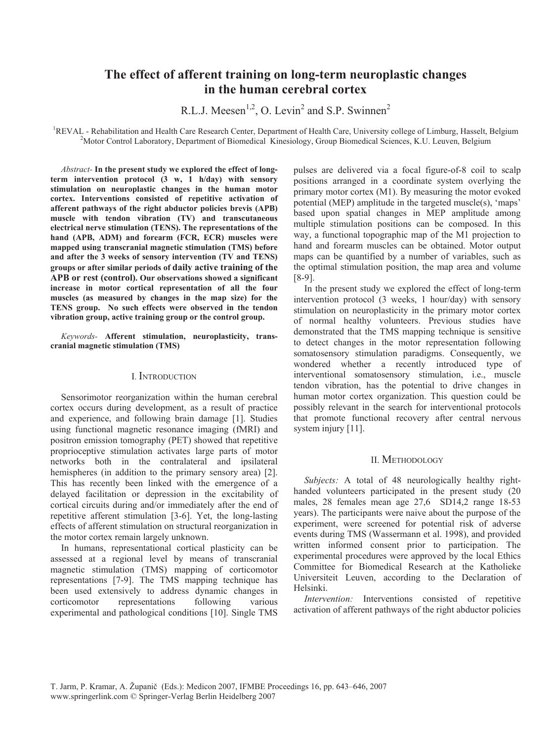# The effect of afferent training on long-term neuroplastic changes in the human cerebral cortex

R.L.J. Meesen[1,2], O. Levin[2] and S.P. Swinnen[2]

[1]REVAL - Rehabilitation and Health Care Research Center, Department of Health Care, University college of Limburg, Hasselt, Belgium
[2]Motor Control Laboratory, Department of Biomedical Kinesiology, Group Biomedical Sciences, K.U. Leuven, Belgium

*Abstract-* **In the present study we explored the effect of long-term intervention protocol (3 w, 1 h/day) with sensory stimulation on neuroplastic changes in the human motor cortex. Interventions consisted of repetitive activation of afferent pathways of the right abductor policies brevis (APB) muscle with tendon vibration (TV) and transcutaneous electrical nerve stimulation (TENS). The representations of the hand (APB, ADM) and forearm (FCR, ECR) muscles were mapped using transcranial magnetic stimulation (TMS) before and after the 3 weeks of sensory intervention (TV and TENS) groups or after similar periods of daily active training of the APB or rest (control). Our observations showed a significant increase in motor cortical representation of all the four muscles (as measured by changes in the map size) for the TENS group. No such effects were observed in the tendon vibration group, active training group or the control group.**

*Keywords-* **Afferent stimulation, neuroplasticity, transcranial magnetic stimulation (TMS)**

## I. INTRODUCTION

Sensorimotor reorganization within the human cerebral cortex occurs during development, as a result of practice and experience, and following brain damage [1]. Studies using functional magnetic resonance imaging (fMRI) and positron emission tomography (PET) showed that repetitive proprioceptive stimulation activates large parts of motor networks both in the contralateral and ipsilateral hemispheres (in addition to the primary sensory area) [2]. This has recently been linked with the emergence of a delayed facilitation or depression in the excitability of cortical circuits during and/or immediately after the end of repetitive afferent stimulation [3-6]. Yet, the long-lasting effects of afferent stimulation on structural reorganization in the motor cortex remain largely unknown.

In humans, representational cortical plasticity can be assessed at a regional level by means of transcranial magnetic stimulation (TMS) mapping of corticomotor representations [7-9]. The TMS mapping technique has been used extensively to address dynamic changes in corticomotor representations following various experimental and pathological conditions [10]. Single TMS pulses are delivered via a focal figure-of-8 coil to scalp positions arranged in a coordinate system overlying the primary motor cortex (M1). By measuring the motor evoked potential (MEP) amplitude in the targeted muscle(s), 'maps' based upon spatial changes in MEP amplitude among multiple stimulation positions can be composed. In this way, a functional topographic map of the M1 projection to hand and forearm muscles can be obtained. Motor output maps can be quantified by a number of variables, such as the optimal stimulation position, the map area and volume [8-9].

In the present study we explored the effect of long-term intervention protocol (3 weeks, 1 hour/day) with sensory stimulation on neuroplasticity in the primary motor cortex of normal healthy volunteers. Previous studies have demonstrated that the TMS mapping technique is sensitive to detect changes in the motor representation following somatosensory stimulation paradigms. Consequently, we wondered whether a recently introduced type of interventional somatosensory stimulation, i.e., muscle tendon vibration, has the potential to drive changes in human motor cortex organization. This question could be possibly relevant in the search for interventional protocols that promote functional recovery after central nervous system injury [11].

## II. METHODOLOGY

*Subjects:* A total of 48 neurologically healthy right-handed volunteers participated in the present study (20 males, 28 females mean age 27,6 SD14,2 range 18-53 years). The participants were naive about the purpose of the experiment, were screened for potential risk of adverse events during TMS (Wassermann et al. 1998), and provided written informed consent prior to participation. The experimental procedures were approved by the local Ethics Committee for Biomedical Research at the Katholieke Universiteit Leuven, according to the Declaration of Helsinki.

*Intervention:* Interventions consisted of repetitive activation of afferent pathways of the right abductor policies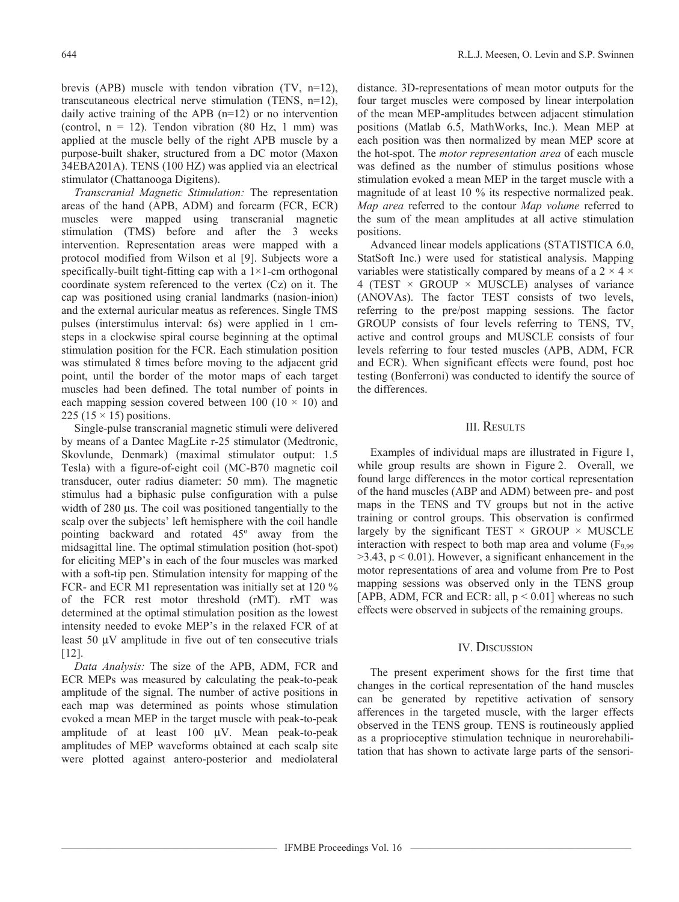brevis (APB) muscle with tendon vibration (TV, n=12), transcutaneous electrical nerve stimulation (TENS, n=12), daily active training of the APB (n=12) or no intervention (control, n = 12). Tendon vibration (80 Hz, 1 mm) was applied at the muscle belly of the right APB muscle by a purpose-built shaker, structured from a DC motor (Maxon 34EBA201A). TENS (100 HZ) was applied via an electrical stimulator (Chattanooga Digitens).

*Transcranial Magnetic Stimulation:* The representation areas of the hand (APB, ADM) and forearm (FCR, ECR) muscles were mapped using transcranial magnetic stimulation (TMS) before and after the 3 weeks intervention. Representation areas were mapped with a protocol modified from Wilson et al [9]. Subjects wore a specifically-built tight-fitting cap with a 1×1-cm orthogonal coordinate system referenced to the vertex (Cz) on it. The cap was positioned using cranial landmarks (nasion-inion) and the external auricular meatus as references. Single TMS pulses (interstimulus interval: 6s) were applied in 1 cm-steps in a clockwise spiral course beginning at the optimal stimulation position for the FCR. Each stimulation position was stimulated 8 times before moving to the adjacent grid point, until the border of the motor maps of each target muscles had been defined. The total number of points in each mapping session covered between 100 (10 × 10) and 225 (15 × 15) positions.

Single-pulse transcranial magnetic stimuli were delivered by means of a Dantec MagLite r-25 stimulator (Medtronic, Skovlunde, Denmark) (maximal stimulator output: 1.5 Tesla) with a figure-of-eight coil (MC-B70 magnetic coil transducer, outer radius diameter: 50 mm). The magnetic stimulus had a biphasic pulse configuration with a pulse width of 280 µs. The coil was positioned tangentially to the scalp over the subjects' left hemisphere with the coil handle pointing backward and rotated 45º away from the midsagittal line. The optimal stimulation position (hot-spot) for eliciting MEP's in each of the four muscles was marked with a soft-tip pen. Stimulation intensity for mapping of the FCR- and ECR M1 representation was initially set at 120 % of the FCR rest motor threshold (rMT). rMT was determined at the optimal stimulation position as the lowest intensity needed to evoke MEP's in the relaxed FCR of at least 50 µV amplitude in five out of ten consecutive trials [12].

*Data Analysis:* The size of the APB, ADM, FCR and ECR MEPs was measured by calculating the peak-to-peak amplitude of the signal. The number of active positions in each map was determined as points whose stimulation evoked a mean MEP in the target muscle with peak-to-peak amplitude of at least 100 µV. Mean peak-to-peak amplitudes of MEP waveforms obtained at each scalp site were plotted against antero-posterior and mediolateral distance. 3D-representations of mean motor outputs for the four target muscles were composed by linear interpolation of the mean MEP-amplitudes between adjacent stimulation positions (Matlab 6.5, MathWorks, Inc.). Mean MEP at each position was then normalized by mean MEP score at the hot-spot. The *motor representation area* of each muscle was defined as the number of stimulus positions whose stimulation evoked a mean MEP in the target muscle with a magnitude of at least 10 % its respective normalized peak. *Map area* referred to the contour *Map volume* referred to the sum of the mean amplitudes at all active stimulation positions.

Advanced linear models applications (STATISTICA 6.0, StatSoft Inc.) were used for statistical analysis. Mapping variables were statistically compared by means of a 2 × 4 × 4 (TEST × GROUP × MUSCLE) analyses of variance (ANOVAs). The factor TEST consists of two levels, referring to the pre/post mapping sessions. The factor GROUP consists of four levels referring to TENS, TV, active and control groups and MUSCLE consists of four levels referring to four tested muscles (APB, ADM, FCR and ECR). When significant effects were found, post hoc testing (Bonferroni) was conducted to identify the source of the differences.

## III. Results

Examples of individual maps are illustrated in Figure 1, while group results are shown in Figure 2. Overall, we found large differences in the motor cortical representation of the hand muscles (ABP and ADM) between pre- and post maps in the TENS and TV groups but not in the active training or control groups. This observation is confirmed largely by the significant TEST × GROUP × MUSCLE interaction with respect to both map area and volume ($F_{9,99} > 3.43$, $p < 0.01$). However, a significant enhancement in the motor representations of area and volume from Pre to Post mapping sessions was observed only in the TENS group [APB, ADM, FCR and ECR: all, $p < 0.01$] whereas no such effects were observed in subjects of the remaining groups.

## IV. Discussion

The present experiment shows for the first time that changes in the cortical representation of the hand muscles can be generated by repetitive activation of sensory afferences in the targeted muscle, with the larger effects observed in the TENS group. TENS is routineously applied as a proprioceptive stimulation technique in neurorehabilitation that has shown to activate large parts of the sensori-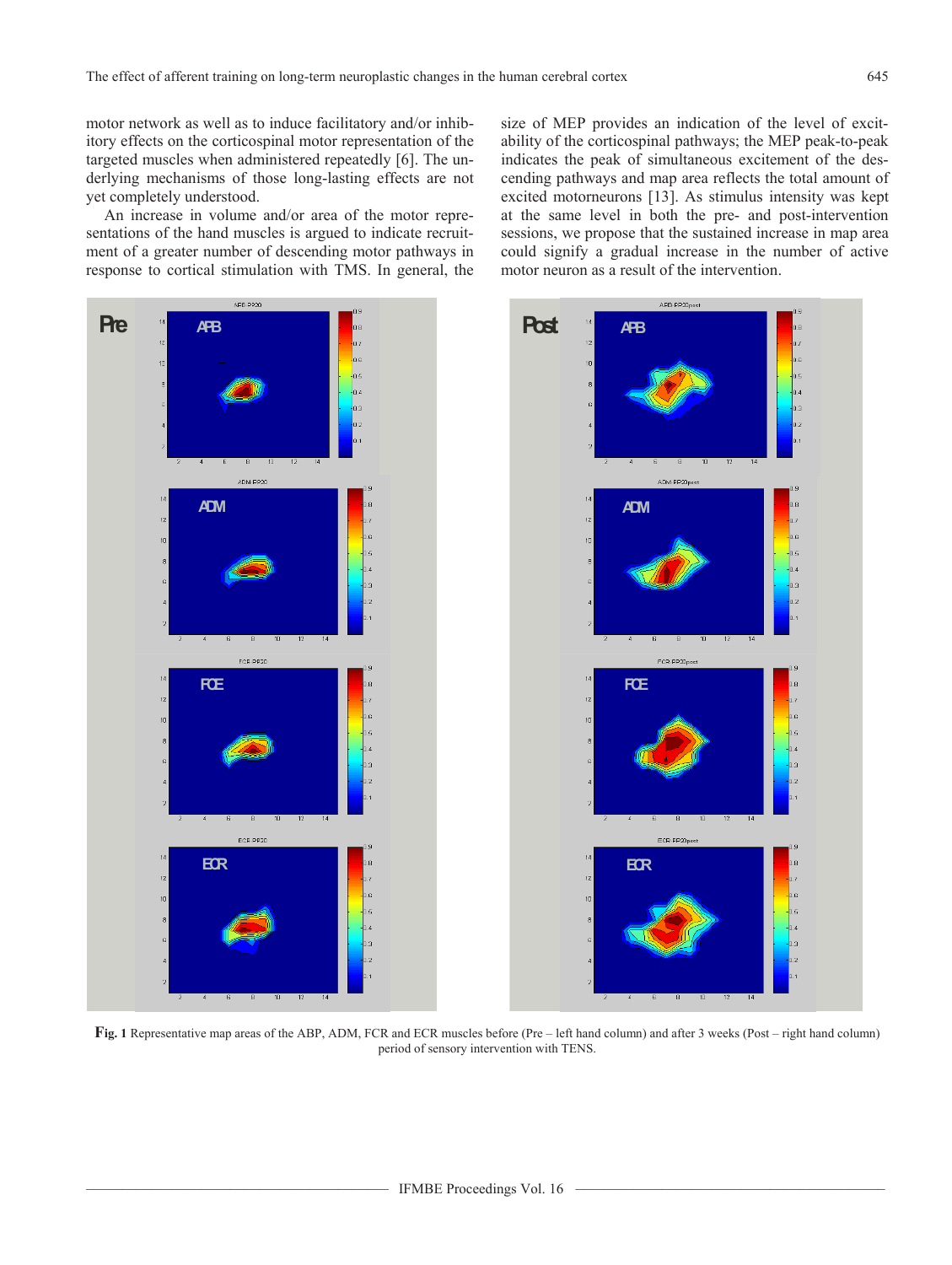motor network as well as to induce facilitatory and/or inhibitory effects on the corticospinal motor representation of the targeted muscles when administered repeatedly [6]. The underlying mechanisms of those long-lasting effects are not yet completely understood.

An increase in volume and/or area of the motor representations of the hand muscles is argued to indicate recruitment of a greater number of descending motor pathways in response to cortical stimulation with TMS. In general, the size of MEP provides an indication of the level of excitability of the corticospinal pathways; the MEP peak-to-peak indicates the peak of simultaneous excitement of the descending pathways and map area reflects the total amount of excited motorneurons [13]. As stimulus intensity was kept at the same level in both the pre- and post-intervention sessions, we propose that the sustained increase in map area could signify a gradual increase in the number of active motor neuron as a result of the intervention.

**Fig. 1** Representative map areas of the ABP, ADM, FCR and ECR muscles before (Pre – left hand column) and after 3 weeks (Post – right hand column) period of sensory intervention with TENS.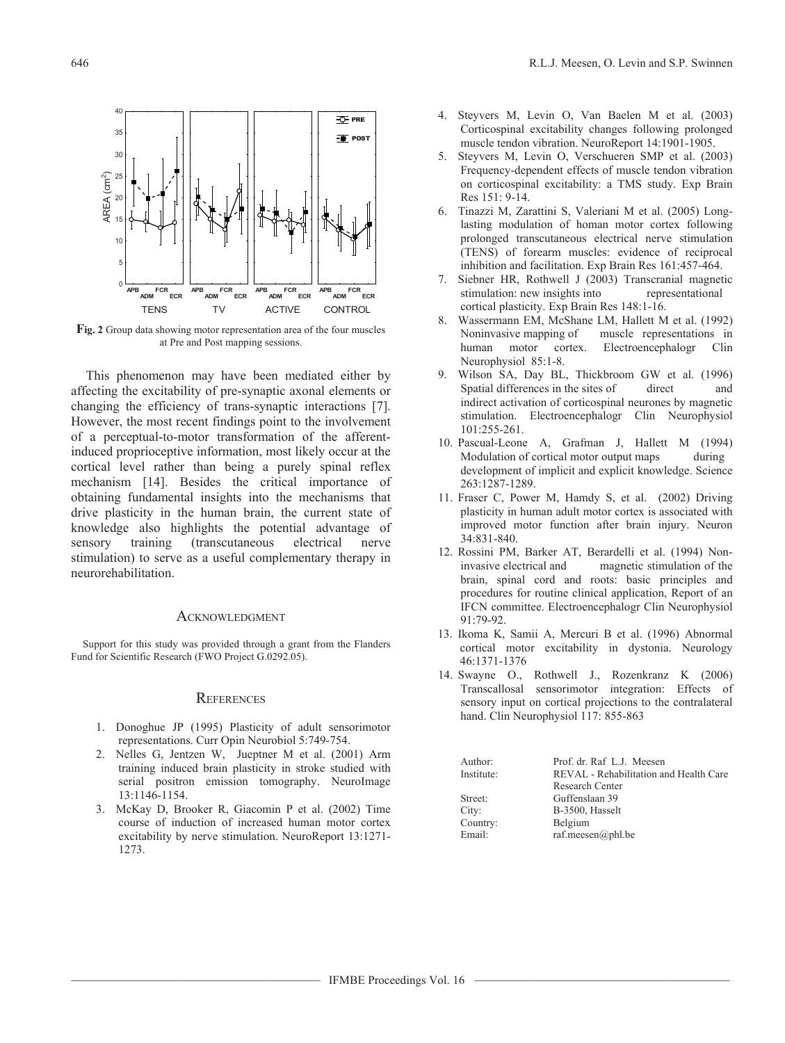40
35
30
25
20
15
10
5
0

AREA (cm$^2$)

PRE
POST

APB ADM FCR ECR
APB ADM FCR ECR
APB ADM FCR ECR
APB ADM FCR ECR

TENS
TV
ACTIVE
CONTROL

**Fig. 2** Group data showing motor representation area of the four muscles at Pre and Post mapping sessions.

This phenomenon may have been mediated either by affecting the excitability of pre-synaptic axonal elements or changing the efficiency of trans-synaptic interactions [7]. However, the most recent findings point to the involvement of a perceptual-to-motor transformation of the afferent-induced proprioceptive information, most likely occur at the cortical level rather than being a purely spinal reflex mechanism [14]. Besides the critical importance of obtaining fundamental insights into the mechanisms that drive plasticity in the human brain, the current state of knowledge also highlights the potential advantage of sensory training (transcutaneous electrical nerve stimulation) to serve as a useful complementary therapy in neurorehabilitation.

## ACKNOWLEDGMENT

Support for this study was provided through a grant from the Flanders Fund for Scientific Research (FWO Project G.0292.05).

## REFERENCES

1. Donoghue JP (1995) Plasticity of adult sensorimotor representations. Curr Opin Neurobiol 5:749-754.
2. Nelles G, Jentzen W, Jueptner M et al. (2001) Arm training induced brain plasticity in stroke studied with serial positron emission tomography. NeuroImage 13:1146-1154.
3. McKay D, Brooker R, Giacomin P et al. (2002) Time course of induction of increased human motor cortex excitability by nerve stimulation. NeuroReport 13:1271-1273.
4. Steyvers M, Levin O, Van Baelen M et al. (2003) Corticospinal excitability changes following prolonged muscle tendon vibration. NeuroReport 14:1901-1905.
5. Steyvers M, Levin O, Verschueren SMP et al. (2003) Frequency-dependent effects of muscle tendon vibration on corticospinal excitability: a TMS study. Exp Brain Res 151: 9-14.
6. Tinazzi M, Zarattini S, Valeriani M et al. (2005) Long-lasting modulation of homan motor cortex following prolonged transcutaneous electrical nerve stimulation (TENS) of forearm muscles: evidence of reciprocal inhibition and facilitation. Exp Brain Res 161:457-464.
7. Siebner HR, Rothwell J (2003) Transcranial magnetic stimulation: new insights into representational cortical plasticity. Exp Brain Res 148:1-16.
8. Wassermann EM, McShane LM, Hallett M et al. (1992) Noninvasive mapping of muscle representations in human motor cortex. Electroencephalogr Clin Neurophysiol 85:1-8.
9. Wilson SA, Day BL, Thickbroom GW et al. (1996) Spatial differences in the sites of direct and indirect activation of corticospinal neurones by magnetic stimulation. Electroencephalogr Clin Neurophysiol 101:255-261.
10. Pascual-Leone A, Grafman J, Hallett M (1994) Modulation of cortical motor output maps during development of implicit and explicit knowledge. Science 263:1287-1289.
11. Fraser C, Power M, Hamdy S, et al. (2002) Driving plasticity in human adult motor cortex is associated with improved motor function after brain injury. Neuron 34:831-840.
12. Rossini PM, Barker AT, Berardelli et al. (1994) Non-invasive electrical and magnetic stimulation of the brain, spinal cord and roots: basic principles and procedures for routine clinical application, Report of an IFCN committee. Electroencephalogr Clin Neurophysiol 91:79-92.
13. Ikoma K, Samii A, Mercuri B et al. (1996) Abnormal cortical motor excitability in dystonia. Neurology 46:1371-1376
14. Swayne O., Rothwell J., Rozenkranz K (2006) Transcallosal sensorimotor integration: Effects of sensory input on cortical projections to the contralateral hand. Clin Neurophysiol 117: 855-863

| | |
|---|---|
| Author: | Prof. dr. Raf L.J. Meesen |
| Institute: | REVAL - Rehabilitation and Health Care Research Center |
| Street: | Guffenslaan 39 |
| City: | B-3500, Hasselt |
| Country: | Belgium |
| Email: | raf.meesen@phl.be |